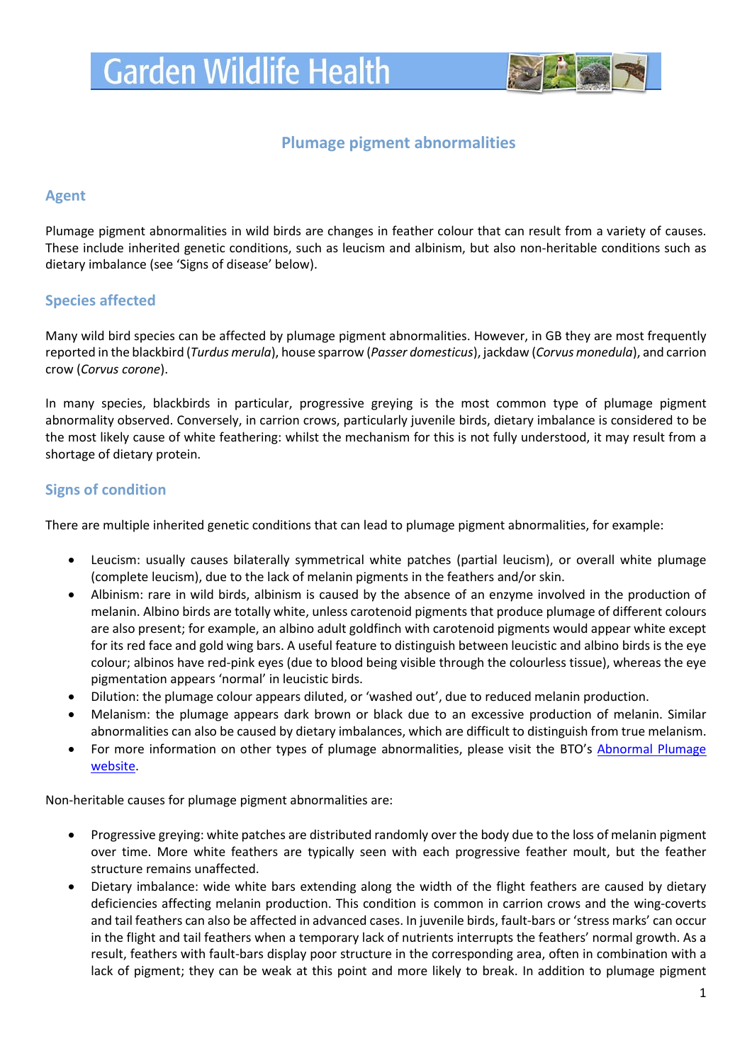# Garden Wildlife Health

## Plumage pigment abnormalities

### Agent

Plumage pigment abnormalities in wild birds are changes in feather colour that can result from a variety of causes. These include inherited genetic conditions, such as leucism and albinism, but also non-heritable conditions such as dietary imbalance (see 'Signs of disease' below).

### Species affected

Many wild bird species can be affected by plumage pigment abnormalities. However, in GB they are most frequently reported in the blackbird (*Turdus merula*), house sparrow (*Passer domesticus*), jackdaw (*Corvus monedula*), and carrion crow (*Corvus corone*).

In many species, blackbirds in particular, progressive greying is the most common type of plumage pigment abnormality observed. Conversely, in carrion crows, particularly juvenile birds, dietary imbalance is considered to be the most likely cause of white feathering: whilst the mechanism for this is not fully understood, it may result from a shortage of dietary protein.

### Signs of condition

There are multiple inherited genetic conditions that can lead to plumage pigment abnormalities, for example:

- Leucism: usually causes bilaterally symmetrical white patches (partial leucism), or overall white plumage (complete leucism), due to the lack of melanin pigments in the feathers and/or skin.
- Albinism: rare in wild birds, albinism is caused by the absence of an enzyme involved in the production of melanin. Albino birds are totally white, unless carotenoid pigments that produce plumage of different colours are also present; for example, an albino adult goldfinch with carotenoid pigments would appear white except for its red face and gold wing bars. A useful feature to distinguish between leucistic and albino birds is the eye colour; albinos have red-pink eyes (due to blood being visible through the colourless tissue), whereas the eye pigmentation appears 'normal' in leucistic birds.
- Dilution: the plumage colour appears diluted, or 'washed out', due to reduced melanin production.
- Melanism: the plumage appears dark brown or black due to an excessive production of melanin. Similar abnormalities can also be caused by dietary imbalances, which are difficult to distinguish from true melanism.
- For more information on other types of plumage abnormalities, please visit the BTO's [Abnormal Plumage website](#).

Non-heritable causes for plumage pigment abnormalities are:

- Progressive greying: white patches are distributed randomly over the body due to the loss of melanin pigment over time. More white feathers are typically seen with each progressive feather moult, but the feather structure remains unaffected.
- Dietary imbalance: wide white bars extending along the width of the flight feathers are caused by dietary deficiencies affecting melanin production. This condition is common in carrion crows and the wing-coverts and tail feathers can also be affected in advanced cases. In juvenile birds, fault-bars or 'stress marks' can occur in the flight and tail feathers when a temporary lack of nutrients interrupts the feathers' normal growth. As a result, feathers with fault-bars display poor structure in the corresponding area, often in combination with a lack of pigment; they can be weak at this point and more likely to break. In addition to plumage pigment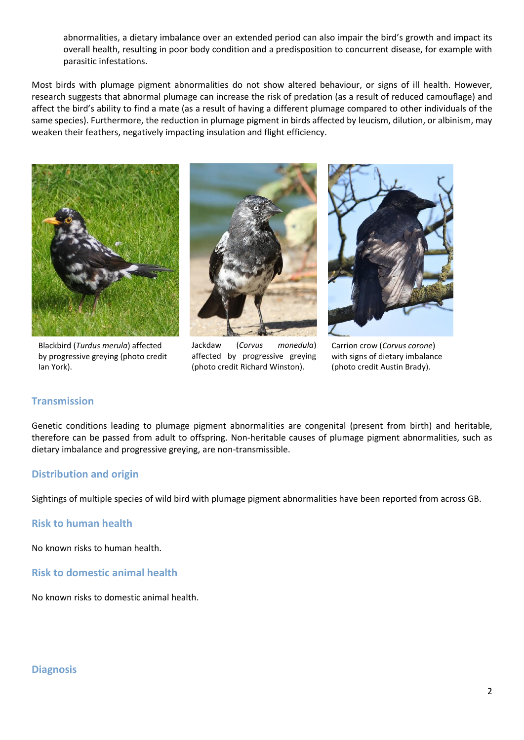abnormalities, a dietary imbalance over an extended period can also impair the bird's growth and impact its overall health, resulting in poor body condition and a predisposition to concurrent disease, for example with parasitic infestations.

Most birds with plumage pigment abnormalities do not show altered behaviour, or signs of ill health. However, research suggests that abnormal plumage can increase the risk of predation (as a result of reduced camouflage) and affect the bird's ability to find a mate (as a result of having a different plumage compared to other individuals of the same species). Furthermore, the reduction in plumage pigment in birds affected by leucism, dilution, or albinism, may weaken their feathers, negatively impacting insulation and flight efficiency.

Blackbird (*Turdus merula*) affected by progressive greying (photo credit Ian York).

Jackdaw (*Corvus monedula*) affected by progressive greying (photo credit Richard Winston).

Carrion crow (*Corvus corone*) with signs of dietary imbalance (photo credit Austin Brady).

## Transmission

Genetic conditions leading to plumage pigment abnormalities are congenital (present from birth) and heritable, therefore can be passed from adult to offspring. Non-heritable causes of plumage pigment abnormalities, such as dietary imbalance and progressive greying, are non-transmissible.

## Distribution and origin

Sightings of multiple species of wild bird with plumage pigment abnormalities have been reported from across GB.

## Risk to human health

No known risks to human health.

## Risk to domestic animal health

No known risks to domestic animal health.

## Diagnosis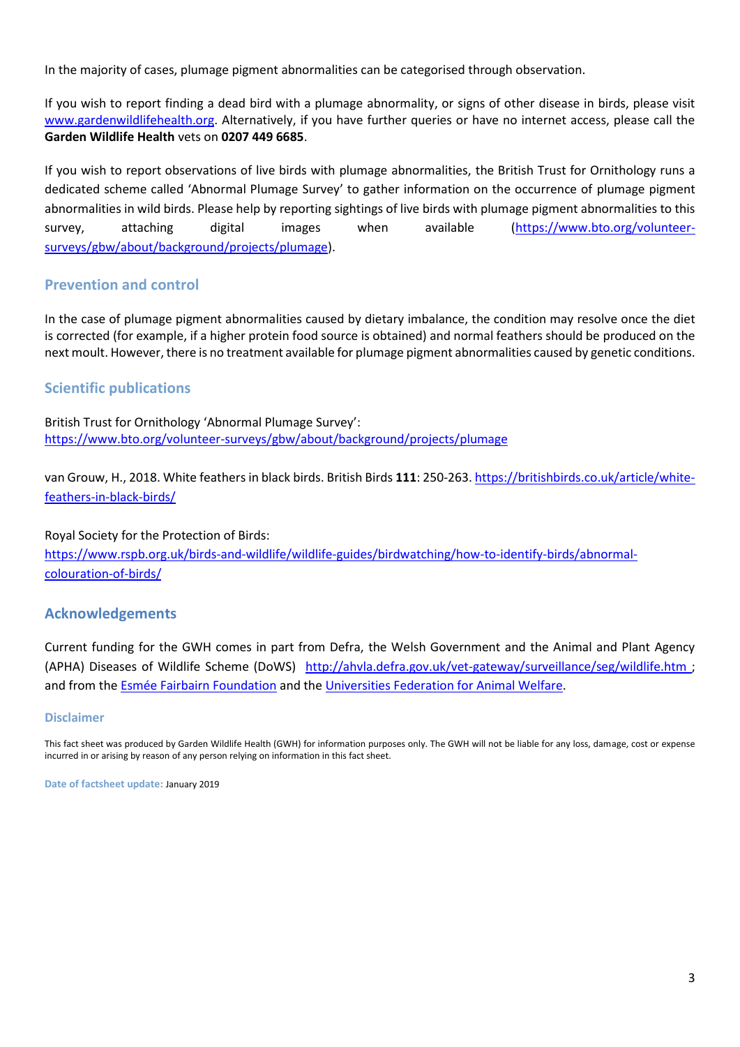In the majority of cases, plumage pigment abnormalities can be categorised through observation.

If you wish to report finding a dead bird with a plumage abnormality, or signs of other disease in birds, please visit [www.gardenwildlifehealth.org](http://www.gardenwildlifehealth.org). Alternatively, if you have further queries or have no internet access, please call the **Garden Wildlife Health** vets on **0207 449 6685**.

If you wish to report observations of live birds with plumage abnormalities, the British Trust for Ornithology runs a dedicated scheme called 'Abnormal Plumage Survey' to gather information on the occurrence of plumage pigment abnormalities in wild birds. Please help by reporting sightings of live birds with plumage pigment abnormalities to this survey, attaching digital images when available (https://www.bto.org/volunteer-surveys/gbw/about/background/projects/plumage).

## Prevention and control

In the case of plumage pigment abnormalities caused by dietary imbalance, the condition may resolve once the diet is corrected (for example, if a higher protein food source is obtained) and normal feathers should be produced on the next moult. However, there is no treatment available for plumage pigment abnormalities caused by genetic conditions.

## Scientific publications

British Trust for Ornithology 'Abnormal Plumage Survey':
https://www.bto.org/volunteer-surveys/gbw/about/background/projects/plumage

van Grouw, H., 2018. White feathers in black birds. British Birds **111**: 250-263. https://britishbirds.co.uk/article/white-feathers-in-black-birds/

Royal Society for the Protection of Birds:
https://www.rspb.org.uk/birds-and-wildlife/wildlife-guides/birdwatching/how-to-identify-birds/abnormal-colouration-of-birds/

## Acknowledgements

Current funding for the GWH comes in part from Defra, the Welsh Government and the Animal and Plant Agency (APHA) Diseases of Wildlife Scheme (DoWS) http://ahvla.defra.gov.uk/vet-gateway/surveillance/seg/wildlife.htm ; and from the Esmée Fairbairn Foundation and the Universities Federation for Animal Welfare.

#### Disclaimer

This fact sheet was produced by Garden Wildlife Health (GWH) for information purposes only. The GWH will not be liable for any loss, damage, cost or expense incurred in or arising by reason of any person relying on information in this fact sheet.

**Date of factsheet update:** January 2019